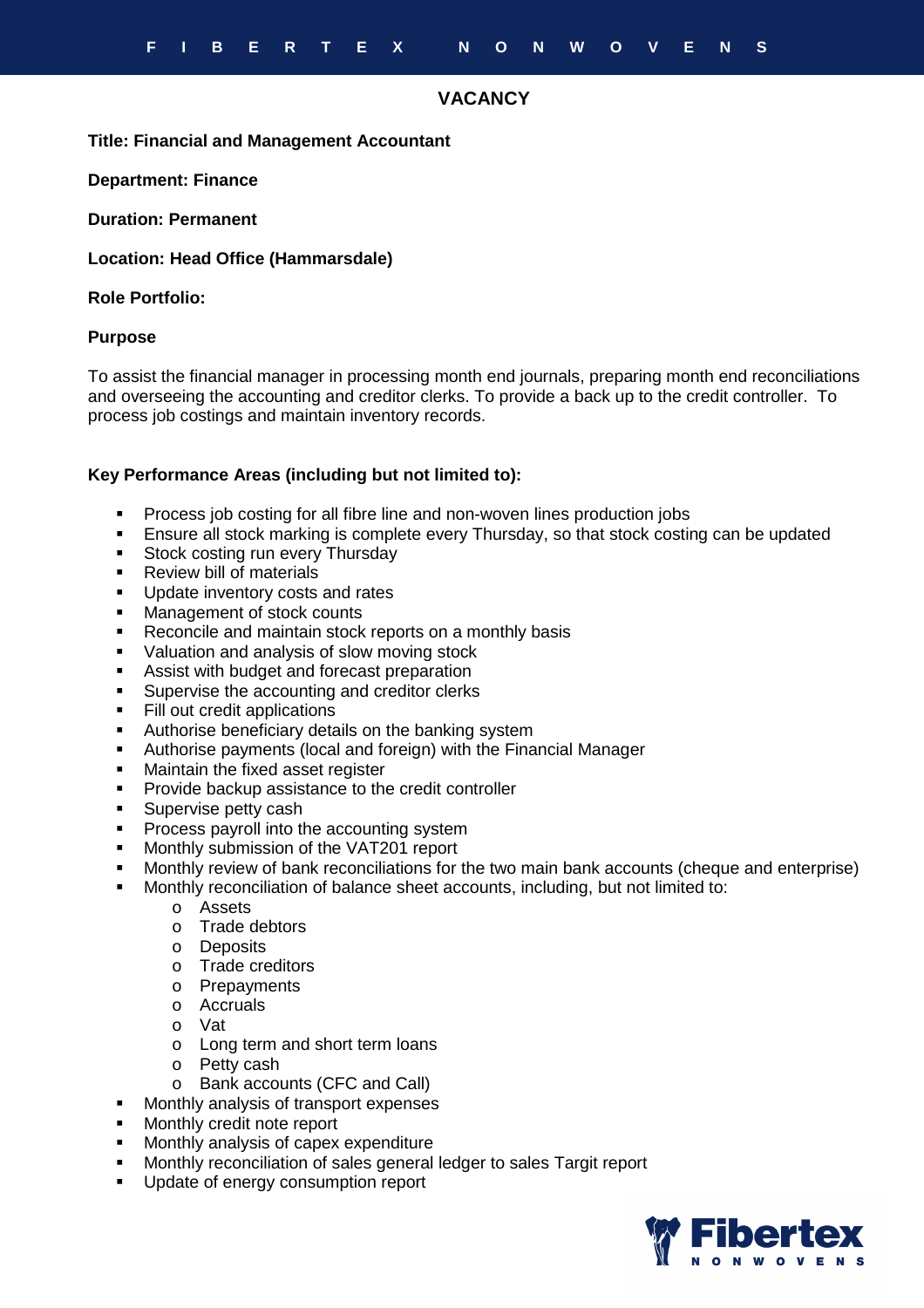# VACANCY

**Title: Financial and Management Accountant**

**Department: Finance**

**Duration: Permanent**

**Location: Head Office (Hammarsdale)**

**Role Portfolio:**

**Purpose**

To assist the financial manager in processing month end journals, preparing month end reconciliations and overseeing the accounting and creditor clerks. To provide a back up to the credit controller. To process job costings and maintain inventory records.

**Key Performance Areas (including but not limited to):**

- Process job costing for all fibre line and non-woven lines production jobs
- Ensure all stock marking is complete every Thursday, so that stock costing can be updated
- Stock costing run every Thursday
- Review bill of materials
- Update inventory costs and rates
- Management of stock counts
- Reconcile and maintain stock reports on a monthly basis
- Valuation and analysis of slow moving stock
- Assist with budget and forecast preparation
- Supervise the accounting and creditor clerks
- Fill out credit applications
- Authorise beneficiary details on the banking system
- Authorise payments (local and foreign) with the Financial Manager
- Maintain the fixed asset register
- Provide backup assistance to the credit controller
- Supervise petty cash
- Process payroll into the accounting system
- Monthly submission of the VAT201 report
- Monthly review of bank reconciliations for the two main bank accounts (cheque and enterprise)
- Monthly reconciliation of balance sheet accounts, including, but not limited to:
  - Assets
  - Trade debtors
  - Deposits
  - Trade creditors
  - Prepayments
  - Accruals
  - Vat
  - Long term and short term loans
  - Petty cash
  - Bank accounts (CFC and Call)
- Monthly analysis of transport expenses
- Monthly credit note report
- Monthly analysis of capex expenditure
- Monthly reconciliation of sales general ledger to sales Targit report
- Update of energy consumption report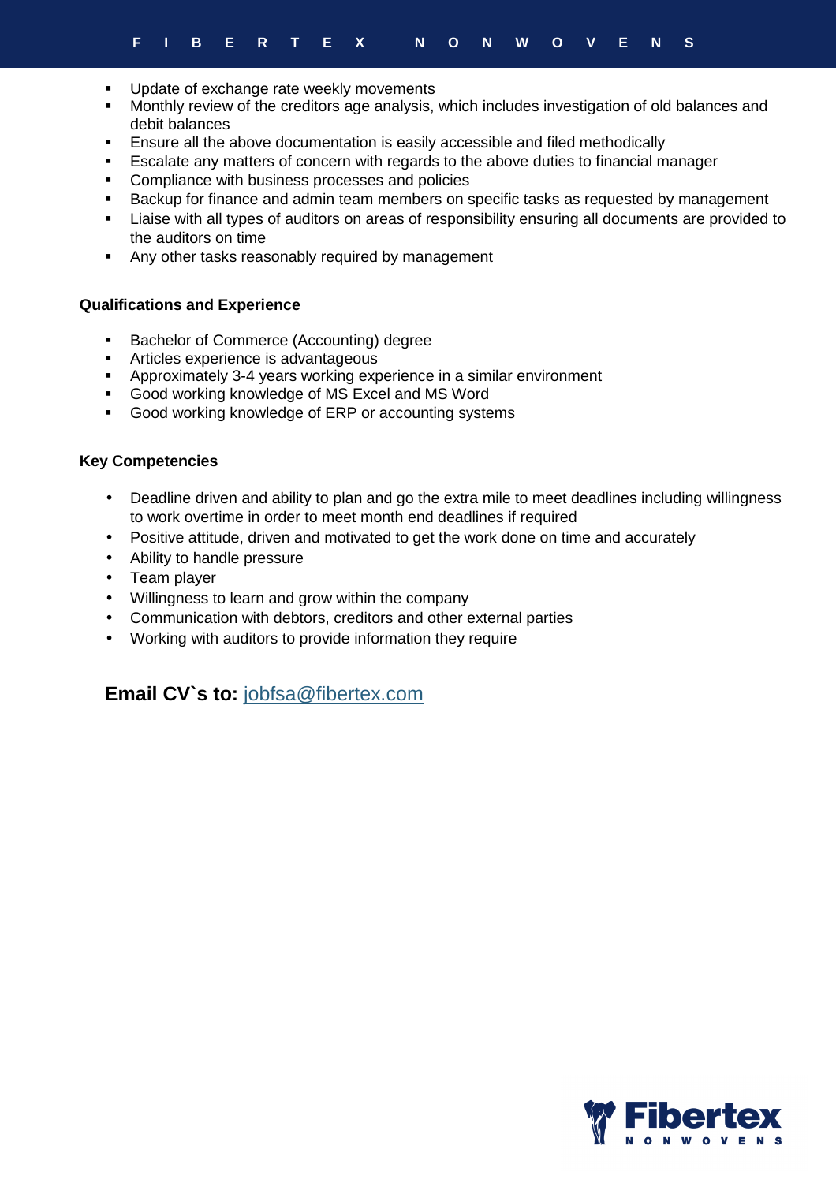- Update of exchange rate weekly movements
- Monthly review of the creditors age analysis, which includes investigation of old balances and debit balances
- Ensure all the above documentation is easily accessible and filed methodically
- Escalate any matters of concern with regards to the above duties to financial manager
- Compliance with business processes and policies
- Backup for finance and admin team members on specific tasks as requested by management
- Liaise with all types of auditors on areas of responsibility ensuring all documents are provided to the auditors on time
- Any other tasks reasonably required by management

**Qualifications and Experience**

- Bachelor of Commerce (Accounting) degree
- Articles experience is advantageous
- Approximately 3-4 years working experience in a similar environment
- Good working knowledge of MS Excel and MS Word
- Good working knowledge of ERP or accounting systems

**Key Competencies**

- Deadline driven and ability to plan and go the extra mile to meet deadlines including willingness to work overtime in order to meet month end deadlines if required
- Positive attitude, driven and motivated to get the work done on time and accurately
- Ability to handle pressure
- Team player
- Willingness to learn and grow within the company
- Communication with debtors, creditors and other external parties
- Working with auditors to provide information they require

**Email CV`s to:** jobfsa@fibertex.com